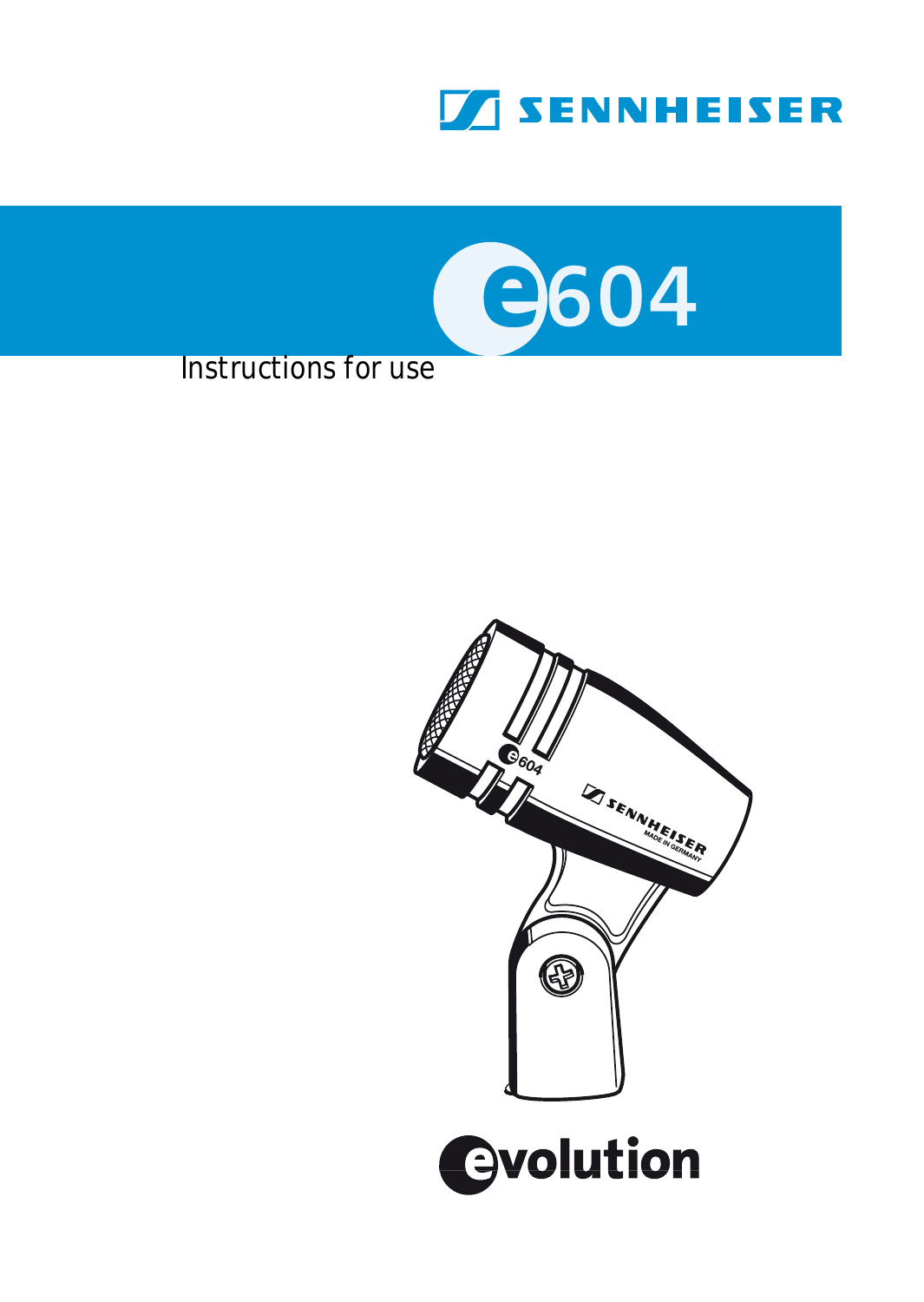SENNHEISER

# e604

Instructions for use

evolution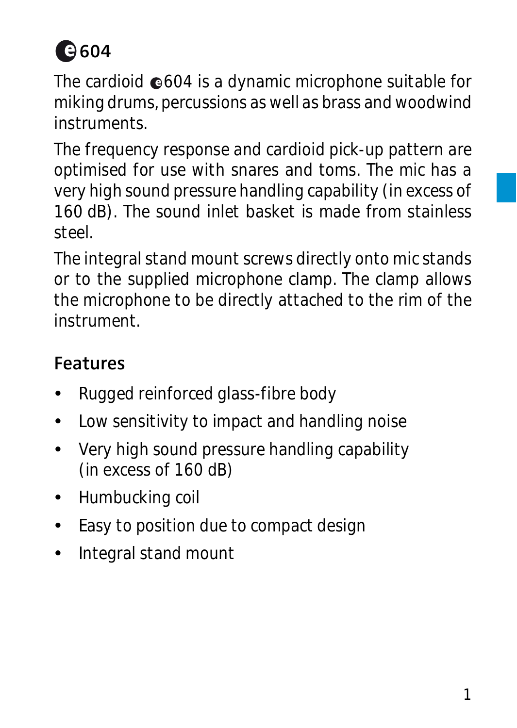# e604

The cardioid e604 is a dynamic microphone suitable for miking drums, percussions as well as brass and woodwind instruments.

The frequency response and cardioid pick-up pattern are optimised for use with snares and toms. The mic has a very high sound pressure handling capability (in excess of 160 dB). The sound inlet basket is made from stainless steel.

The integral stand mount screws directly onto mic stands or to the supplied microphone clamp. The clamp allows the microphone to be directly attached to the rim of the instrument.

## Features

- Rugged reinforced glass-fibre body
- Low sensitivity to impact and handling noise
- Very high sound pressure handling capability (in excess of 160 dB)
- Humbucking coil
- Easy to position due to compact design
- Integral stand mount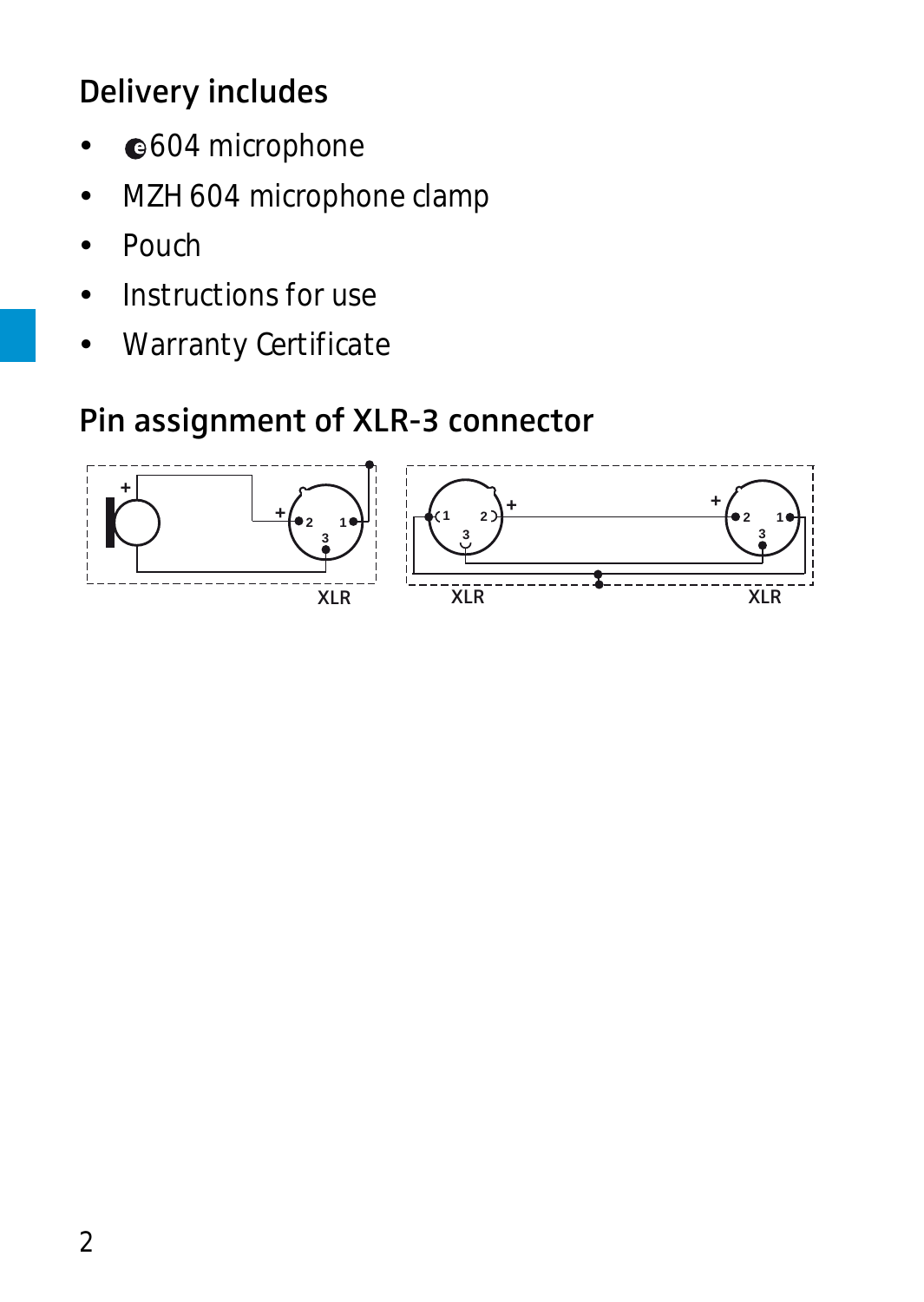## Delivery includes

- ⓔ604 microphone
- MZH 604 microphone clamp
- Pouch
- Instructions for use
- Warranty Certificate

## Pin assignment of XLR-3 connector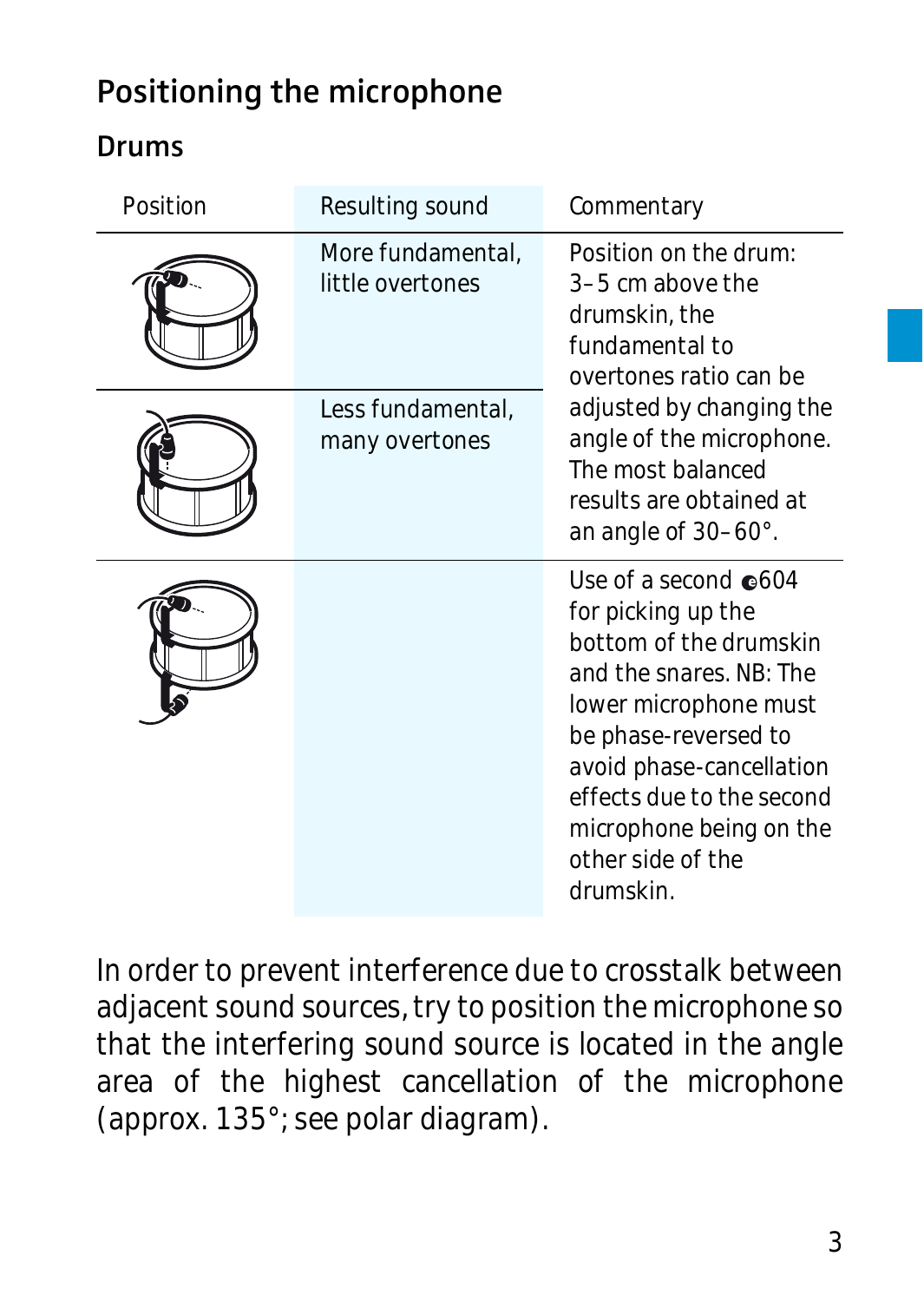# Positioning the microphone

## Drums

| Position | Resulting sound | Commentary |
| --- | --- | --- |
| | More fundamental, little overtones | Position on the drum: 3–5 cm above the drumskin, the fundamental to overtones ratio can be adjusted by changing the angle of the microphone. The most balanced results are obtained at an angle of 30–60°. |
| | Less fundamental, many overtones | |
| | | Use of a second e604 for picking up the bottom of the drumskin and the snares. NB: The lower microphone must be phase-reversed to avoid phase-cancellation effects due to the second microphone being on the other side of the drumskin. |

In order to prevent interference due to crosstalk between adjacent sound sources, try to position the microphone so that the interfering sound source is located in the angle area of the highest cancellation of the microphone (approx. 135°; see polar diagram).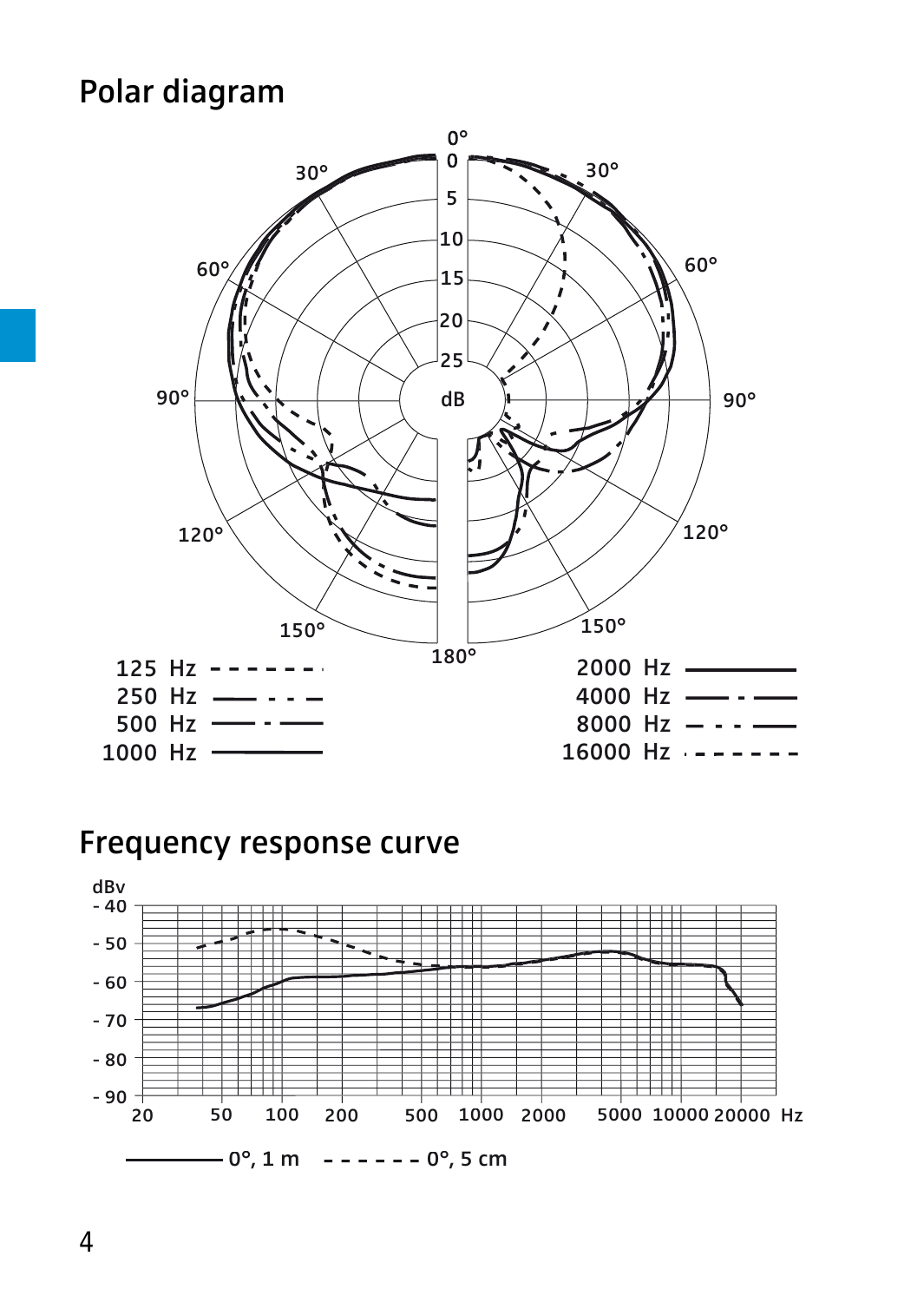## Polar diagram

125 Hz - - - - - - -
250 Hz —— - - —
500 Hz —— - ——
1000 Hz ————
2000 Hz ————
4000 Hz —— - ——
8000 Hz — - - - ——
16000 Hz - - - - - - -

## Frequency response curve

—— 0°, 1 m - - - - - - 0°, 5 cm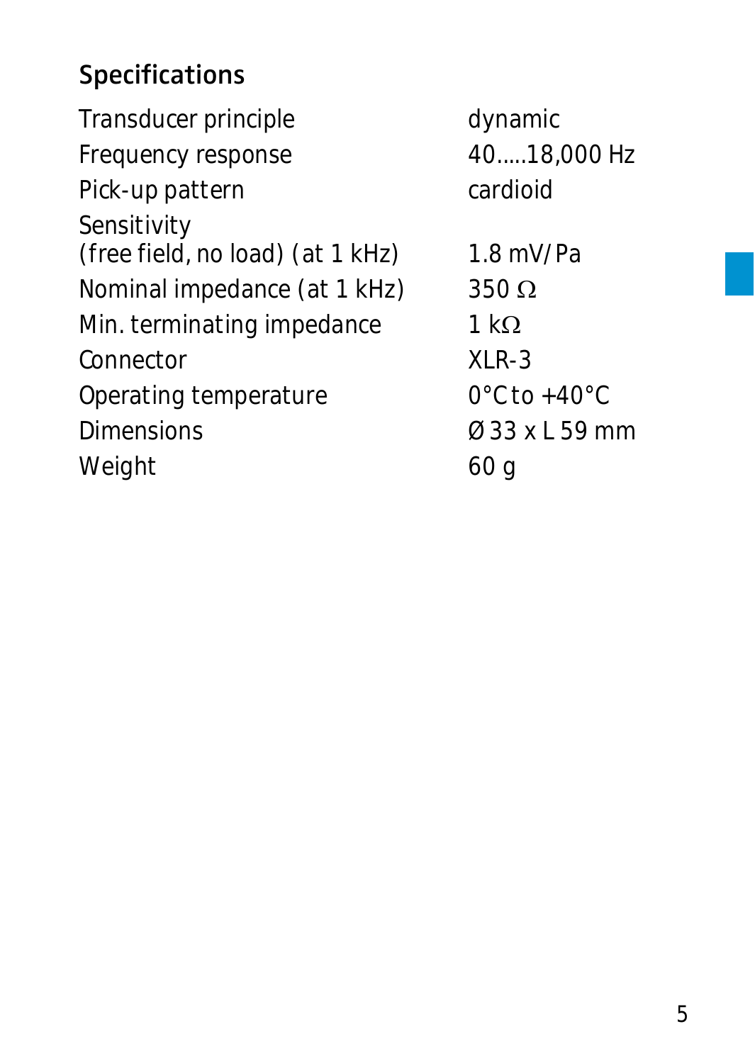## Specifications

| | |
|---|---|
| Transducer principle | dynamic |
| Frequency response | 40.....18,000 Hz |
| Pick-up pattern | cardioid |
| Sensitivity (free field, no load) (at 1 kHz) | 1.8 mV/Pa |
| Nominal impedance (at 1 kHz) | 350 Ω |
| Min. terminating impedance | 1 kΩ |
| Connector | XLR-3 |
| Operating temperature | 0°C to +40°C |
| Dimensions | Ø 33 x L 59 mm |
| Weight | 60 g |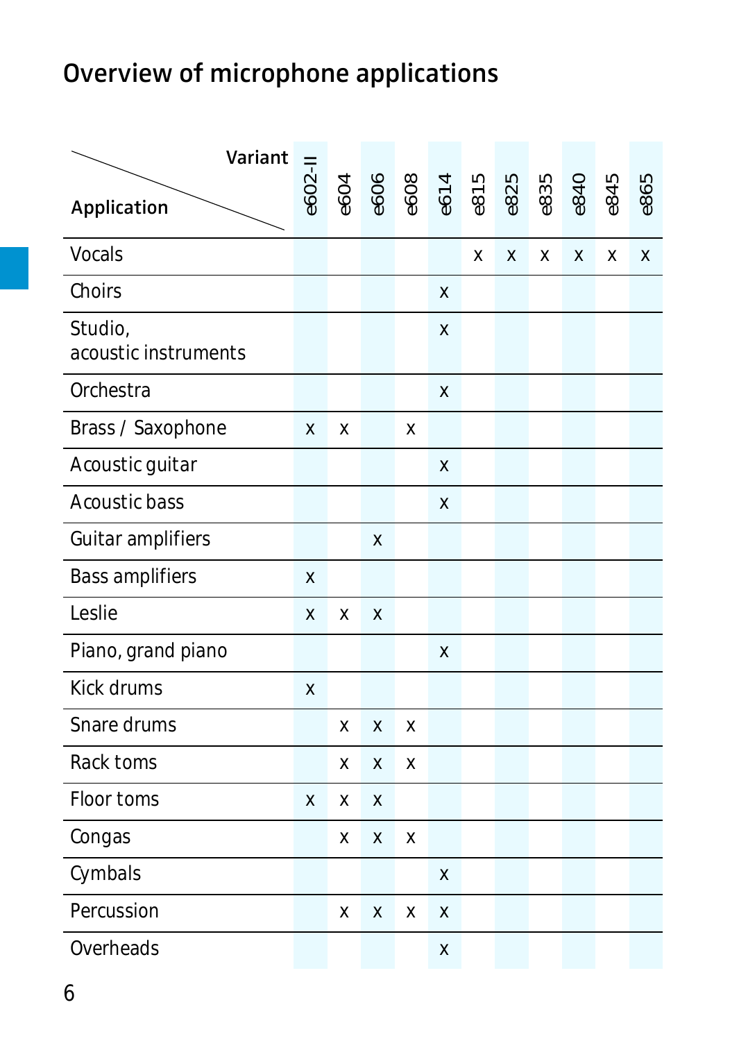# Overview of microphone applications

| Application \ Variant | e602-II | e604 | e606 | e608 | e614 | e815 | e825 | e835 | e840 | e845 | e865 |
|---|---|---|---|---|---|---|---|---|---|---|---|
| Vocals | | | | | | x | x | x | x | x | x |
| Choirs | | | | | x | | | | | | |
| Studio, acoustic instruments | | | | | x | | | | | | |
| Orchestra | | | | | x | | | | | | |
| Brass / Saxophone | x | x | | x | | | | | | | |
| Acoustic guitar | | | | | x | | | | | | |
| Acoustic bass | | | | | x | | | | | | |
| Guitar amplifiers | | | x | | | | | | | | |
| Bass amplifiers | x | | | | | | | | | | |
| Leslie | x | x | x | | | | | | | | |
| Piano, grand piano | | | | | x | | | | | | |
| Kick drums | x | | | | | | | | | | |
| Snare drums | | x | x | x | | | | | | | |
| Rack toms | | x | x | x | | | | | | | |
| Floor toms | x | x | x | | | | | | | | |
| Congas | | x | x | x | | | | | | | |
| Cymbals | | | | | x | | | | | | |
| Percussion | | x | x | x | x | | | | | | |
| Overheads | | | | | x | | | | | | |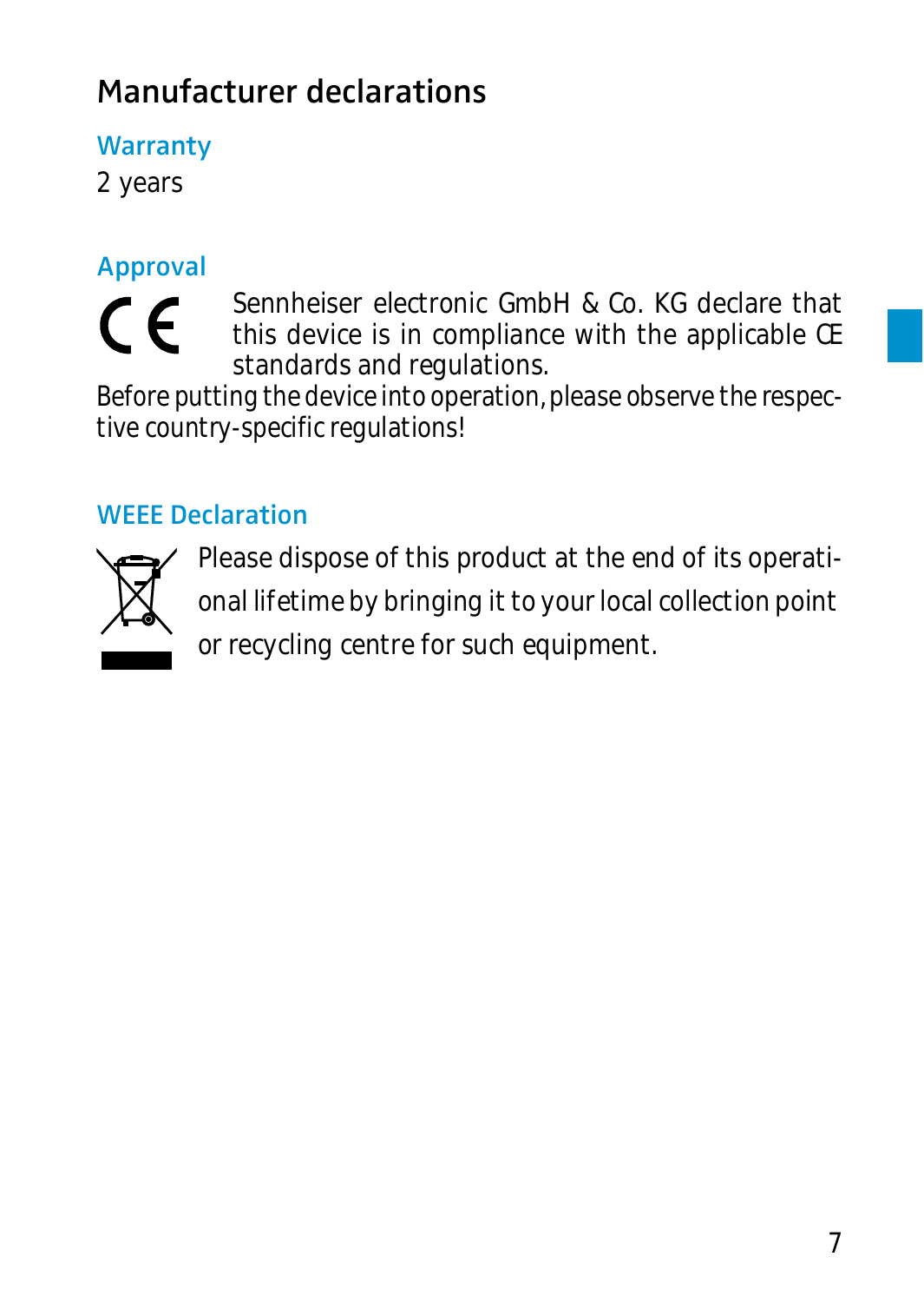# Manufacturer declarations

## Warranty

2 years

## Approval

Sennheiser electronic GmbH & Co. KG declare that this device is in compliance with the applicable CE standards and regulations.

Before putting the device into operation, please observe the respective country-specific regulations!

## WEEE Declaration

Please dispose of this product at the end of its operational lifetime by bringing it to your local collection point or recycling centre for such equipment.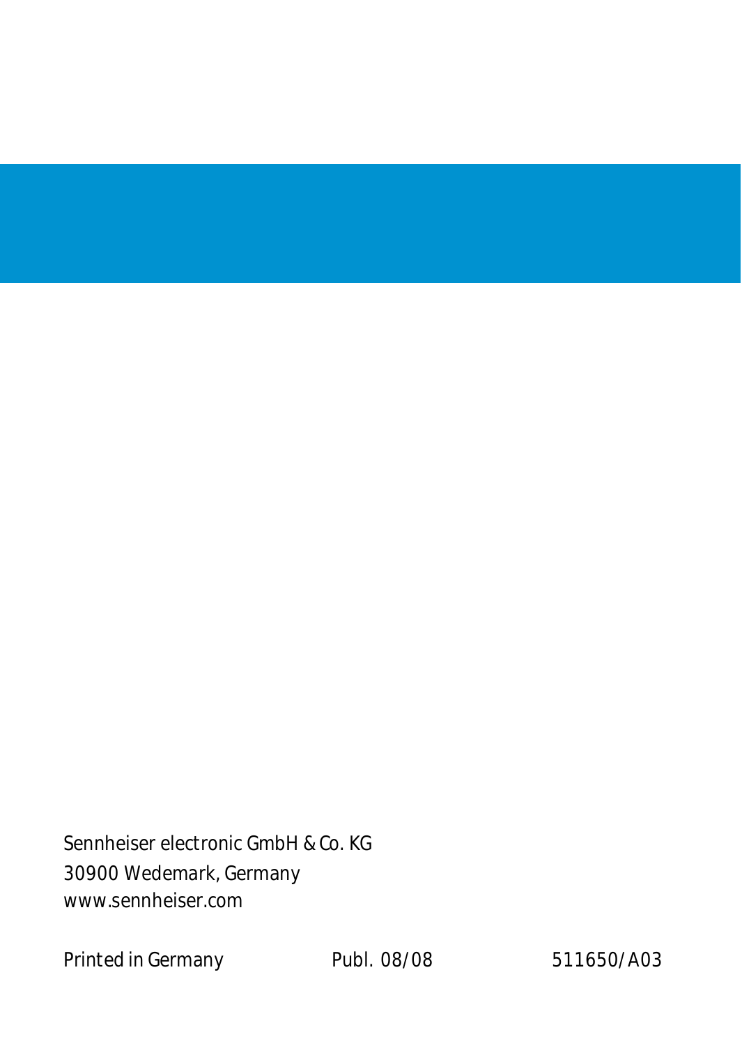Sennheiser electronic GmbH & Co. KG
30900 Wedemark, Germany
www.sennheiser.com

Printed in Germany Publ. 08/08 511650/A03